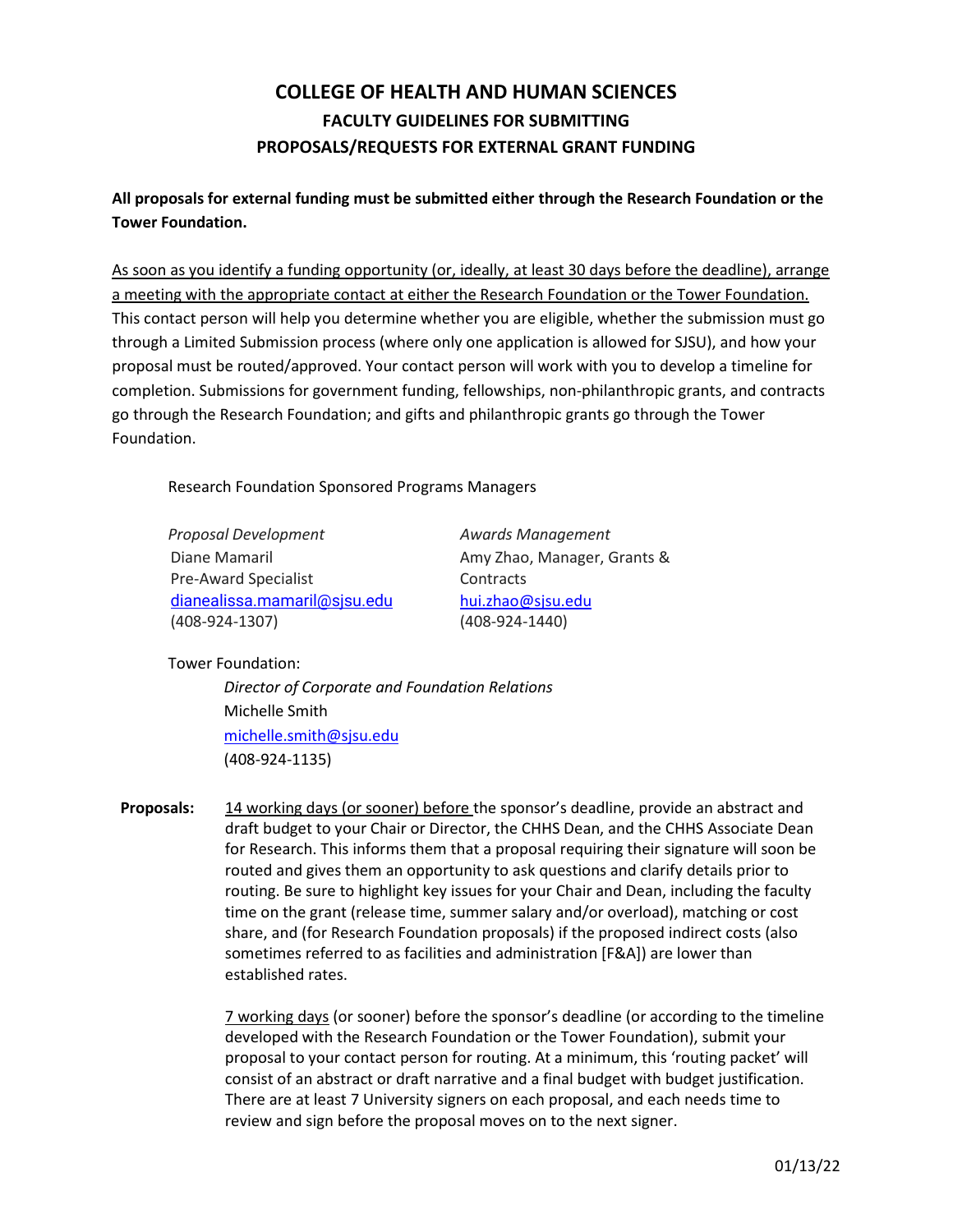# COLLEGE OF HEALTH AND HUMAN SCIENCES

## FACULTY GUIDELINES FOR SUBMITTING PROPOSALS/REQUESTS FOR EXTERNAL GRANT FUNDING

**All proposals for external funding must be submitted either through the Research Foundation or the Tower Foundation.**

As soon as you identify a funding opportunity (or, ideally, at least 30 days before the deadline), arrange a meeting with the appropriate contact at either the Research Foundation or the Tower Foundation. This contact person will help you determine whether you are eligible, whether the submission must go through a Limited Submission process (where only one application is allowed for SJSU), and how your proposal must be routed/approved. Your contact person will work with you to develop a timeline for completion. Submissions for government funding, fellowships, non-philanthropic grants, and contracts go through the Research Foundation; and gifts and philanthropic grants go through the Tower Foundation.

Research Foundation Sponsored Programs Managers

*Proposal Development*
Diane Mamaril
Pre-Award Specialist
dianealissa.mamaril@sjsu.edu
(408-924-1307)

*Awards Management*
Amy Zhao, Manager, Grants & Contracts
hui.zhao@sjsu.edu
(408-924-1440)

Tower Foundation:

*Director of Corporate and Foundation Relations*
Michelle Smith
michelle.smith@sjsu.edu
(408-924-1135)

**Proposals:** 14 working days (or sooner) before the sponsor's deadline, provide an abstract and draft budget to your Chair or Director, the CHHS Dean, and the CHHS Associate Dean for Research. This informs them that a proposal requiring their signature will soon be routed and gives them an opportunity to ask questions and clarify details prior to routing. Be sure to highlight key issues for your Chair and Dean, including the faculty time on the grant (release time, summer salary and/or overload), matching or cost share, and (for Research Foundation proposals) if the proposed indirect costs (also sometimes referred to as facilities and administration [F&A]) are lower than established rates.

7 working days (or sooner) before the sponsor's deadline (or according to the timeline developed with the Research Foundation or the Tower Foundation), submit your proposal to your contact person for routing. At a minimum, this 'routing packet' will consist of an abstract or draft narrative and a final budget with budget justification. There are at least 7 University signers on each proposal, and each needs time to review and sign before the proposal moves on to the next signer.

01/13/22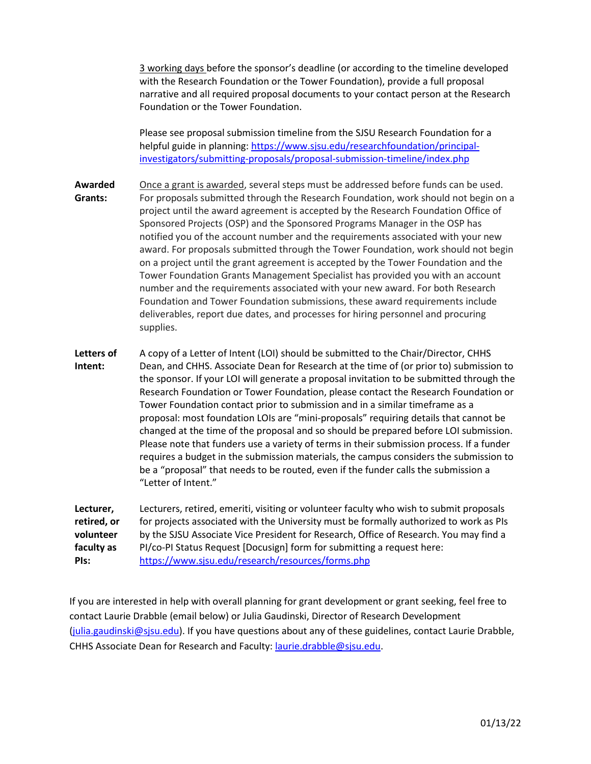3 working days before the sponsor's deadline (or according to the timeline developed with the Research Foundation or the Tower Foundation), provide a full proposal narrative and all required proposal documents to your contact person at the Research Foundation or the Tower Foundation.

Please see proposal submission timeline from the SJSU Research Foundation for a helpful guide in planning: [https://www.sjsu.edu/researchfoundation/principal-investigators/submitting-proposals/proposal-submission-timeline/index.php](https://www.sjsu.edu/researchfoundation/principal-investigators/submitting-proposals/proposal-submission-timeline/index.php)

**Awarded Grants:** Once a grant is awarded, several steps must be addressed before funds can be used. For proposals submitted through the Research Foundation, work should not begin on a project until the award agreement is accepted by the Research Foundation Office of Sponsored Projects (OSP) and the Sponsored Programs Manager in the OSP has notified you of the account number and the requirements associated with your new award. For proposals submitted through the Tower Foundation, work should not begin on a project until the grant agreement is accepted by the Tower Foundation and the Tower Foundation Grants Management Specialist has provided you with an account number and the requirements associated with your new award. For both Research Foundation and Tower Foundation submissions, these award requirements include deliverables, report due dates, and processes for hiring personnel and procuring supplies.

**Letters of Intent:** A copy of a Letter of Intent (LOI) should be submitted to the Chair/Director, CHHS Dean, and CHHS. Associate Dean for Research at the time of (or prior to) submission to the sponsor. If your LOI will generate a proposal invitation to be submitted through the Research Foundation or Tower Foundation, please contact the Research Foundation or Tower Foundation contact prior to submission and in a similar timeframe as a proposal: most foundation LOIs are "mini-proposals" requiring details that cannot be changed at the time of the proposal and so should be prepared before LOI submission. Please note that funders use a variety of terms in their submission process. If a funder requires a budget in the submission materials, the campus considers the submission to be a "proposal" that needs to be routed, even if the funder calls the submission a "Letter of Intent."

**Lecturer, retired, or volunteer faculty as PIs:** Lecturers, retired, emeriti, visiting or volunteer faculty who wish to submit proposals for projects associated with the University must be formally authorized to work as PIs by the SJSU Associate Vice President for Research, Office of Research. You may find a PI/co-PI Status Request [Docusign] form for submitting a request here: [https://www.sjsu.edu/research/resources/forms.php](https://www.sjsu.edu/research/resources/forms.php)

If you are interested in help with overall planning for grant development or grant seeking, feel free to contact Laurie Drabble (email below) or Julia Gaudinski, Director of Research Development ([julia.gaudinski@sjsu.edu](mailto:julia.gaudinski@sjsu.edu)). If you have questions about any of these guidelines, contact Laurie Drabble, CHHS Associate Dean for Research and Faculty: [laurie.drabble@sjsu.edu](mailto:laurie.drabble@sjsu.edu).

01/13/22